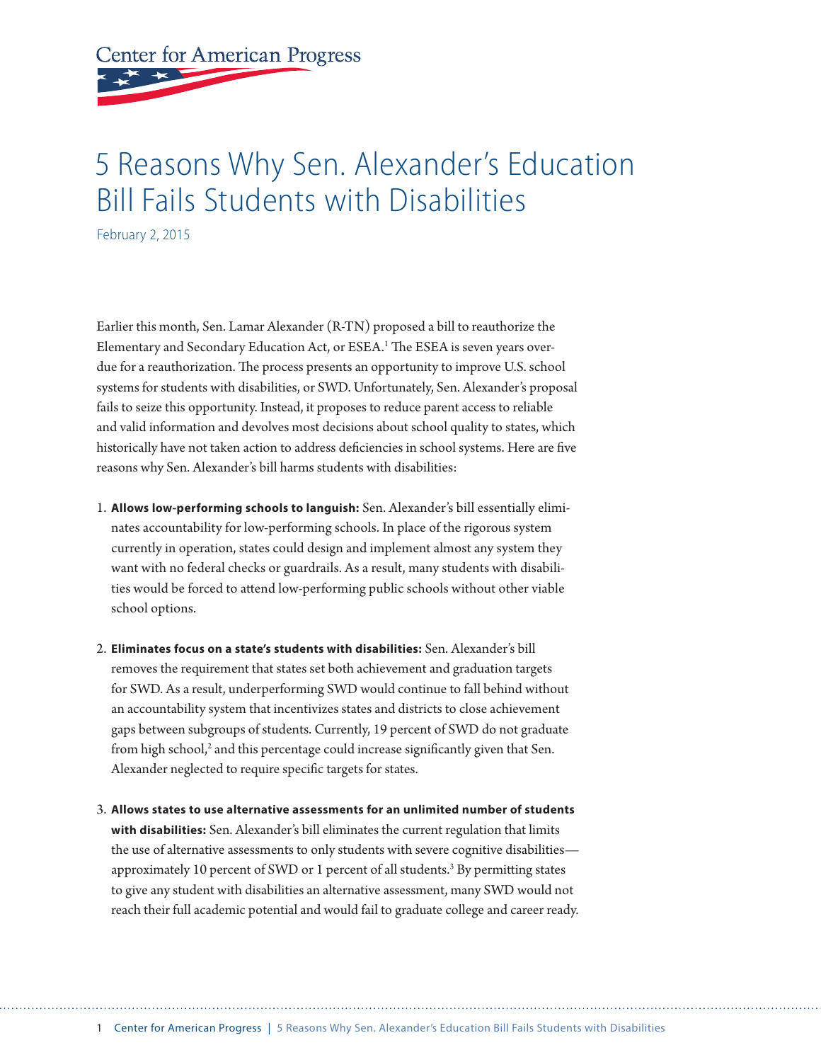Center for American Progress

# 5 Reasons Why Sen. Alexander's Education Bill Fails Students with Disabilities

February 2, 2015

Earlier this month, Sen. Lamar Alexander (R-TN) proposed a bill to reauthorize the Elementary and Secondary Education Act, or ESEA.[1] The ESEA is seven years overdue for a reauthorization. The process presents an opportunity to improve U.S. school systems for students with disabilities, or SWD. Unfortunately, Sen. Alexander's proposal fails to seize this opportunity. Instead, it proposes to reduce parent access to reliable and valid information and devolves most decisions about school quality to states, which historically have not taken action to address deficiencies in school systems. Here are five reasons why Sen. Alexander's bill harms students with disabilities:

1. **Allows low-performing schools to languish:** Sen. Alexander's bill essentially eliminates accountability for low-performing schools. In place of the rigorous system currently in operation, states could design and implement almost any system they want with no federal checks or guardrails. As a result, many students with disabilities would be forced to attend low-performing public schools without other viable school options.

2. **Eliminates focus on a state's students with disabilities:** Sen. Alexander's bill removes the requirement that states set both achievement and graduation targets for SWD. As a result, underperforming SWD would continue to fall behind without an accountability system that incentivizes states and districts to close achievement gaps between subgroups of students. Currently, 19 percent of SWD do not graduate from high school,[2] and this percentage could increase significantly given that Sen. Alexander neglected to require specific targets for states.

3. **Allows states to use alternative assessments for an unlimited number of students with disabilities:** Sen. Alexander's bill eliminates the current regulation that limits the use of alternative assessments to only students with severe cognitive disabilities—approximately 10 percent of SWD or 1 percent of all students.[3] By permitting states to give any student with disabilities an alternative assessment, many SWD would not reach their full academic potential and would fail to graduate college and career ready.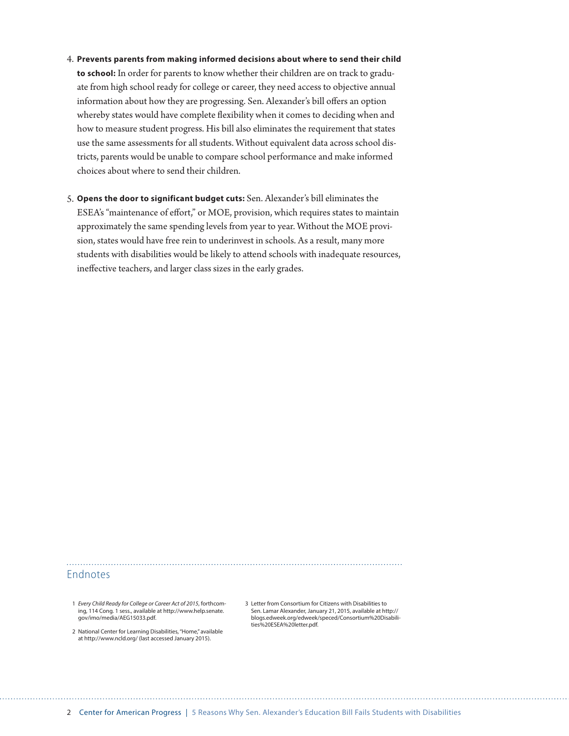4. **Prevents parents from making informed decisions about where to send their child to school:** In order for parents to know whether their children are on track to graduate from high school ready for college or career, they need access to objective annual information about how they are progressing. Sen. Alexander's bill offers an option whereby states would have complete flexibility when it comes to deciding when and how to measure student progress. His bill also eliminates the requirement that states use the same assessments for all students. Without equivalent data across school districts, parents would be unable to compare school performance and make informed choices about where to send their children.

5. **Opens the door to significant budget cuts:** Sen. Alexander's bill eliminates the ESEA's "maintenance of effort," or MOE, provision, which requires states to maintain approximately the same spending levels from year to year. Without the MOE provision, states would have free rein to underinvest in schools. As a result, many more students with disabilities would be likely to attend schools with inadequate resources, ineffective teachers, and larger class sizes in the early grades.

## Endnotes

1 *Every Child Ready for College or Career Act of 2015*, forthcoming, 114 Cong. 1 sess., available at http://www.help.senate.gov/imo/media/AEG15033.pdf.

2 National Center for Learning Disabilities, "Home," available at http://www.ncld.org/ (last accessed January 2015).

3 Letter from Consortium for Citizens with Disabilities to Sen. Lamar Alexander, January 21, 2015, available at http://blogs.edweek.org/edweek/speced/Consortium%20Disabilities%20ESEA%20letter.pdf.